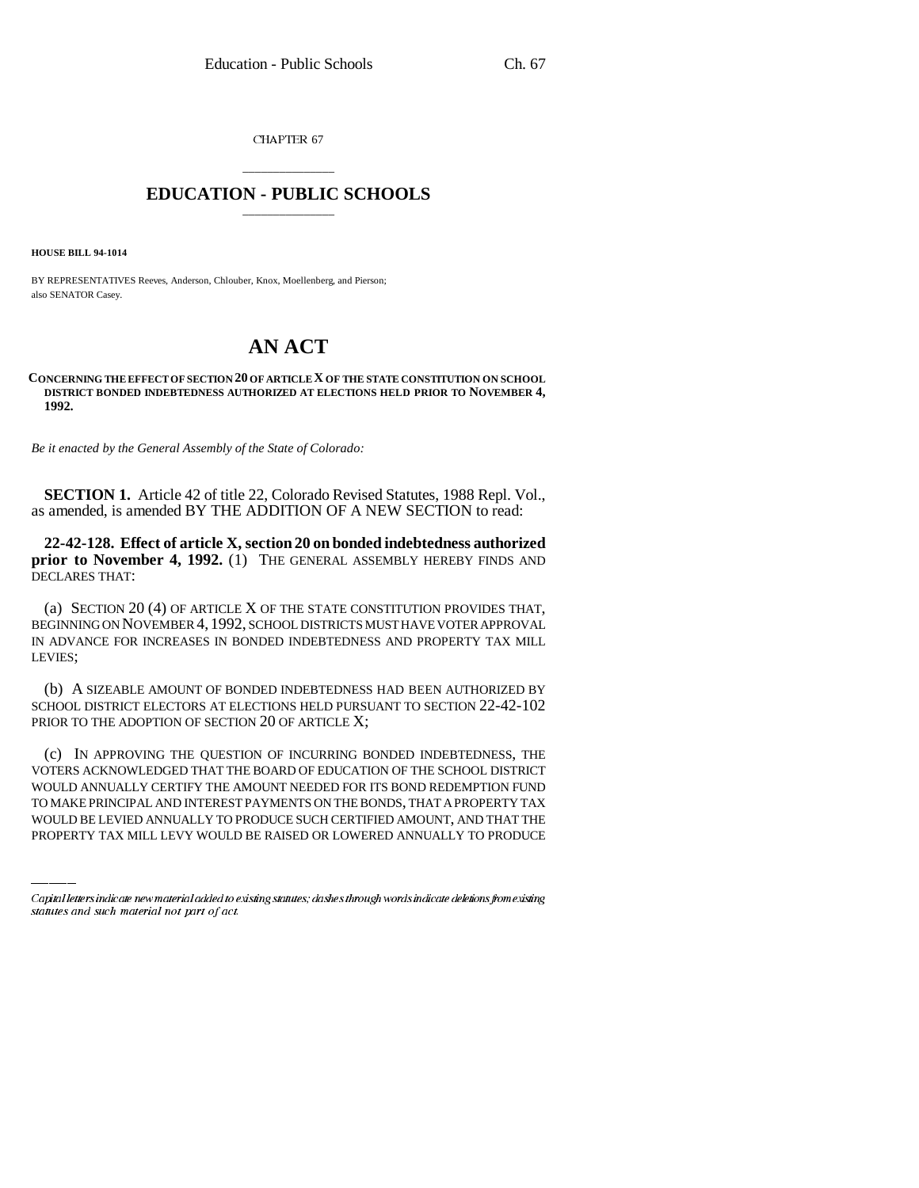CHAPTER 67

# EDUCATION - PUBLIC SCHOOLS

**HOUSE BILL 94-1014**

BY REPRESENTATIVES Reeves, Anderson, Chlouber, Knox, Moellenberg, and Pierson; also SENATOR Casey.

# AN ACT

**CONCERNING THE EFFECT OF SECTION 20 OF ARTICLE X OF THE STATE CONSTITUTION ON SCHOOL DISTRICT BONDED INDEBTEDNESS AUTHORIZED AT ELECTIONS HELD PRIOR TO NOVEMBER 4, 1992.**

*Be it enacted by the General Assembly of the State of Colorado:*

**SECTION 1.** Article 42 of title 22, Colorado Revised Statutes, 1988 Repl. Vol., as amended, is amended BY THE ADDITION OF A NEW SECTION to read:

**22-42-128. Effect of article X, section 20 on bonded indebtedness authorized prior to November 4, 1992.** (1) THE GENERAL ASSEMBLY HEREBY FINDS AND DECLARES THAT:

(a) SECTION 20 (4) OF ARTICLE X OF THE STATE CONSTITUTION PROVIDES THAT, BEGINNING ON NOVEMBER 4, 1992, SCHOOL DISTRICTS MUST HAVE VOTER APPROVAL IN ADVANCE FOR INCREASES IN BONDED INDEBTEDNESS AND PROPERTY TAX MILL LEVIES;

(b) A SIZEABLE AMOUNT OF BONDED INDEBTEDNESS HAD BEEN AUTHORIZED BY SCHOOL DISTRICT ELECTORS AT ELECTIONS HELD PURSUANT TO SECTION 22-42-102 PRIOR TO THE ADOPTION OF SECTION 20 OF ARTICLE X;

(c) IN APPROVING THE QUESTION OF INCURRING BONDED INDEBTEDNESS, THE VOTERS ACKNOWLEDGED THAT THE BOARD OF EDUCATION OF THE SCHOOL DISTRICT WOULD ANNUALLY CERTIFY THE AMOUNT NEEDED FOR ITS BOND REDEMPTION FUND TO MAKE PRINCIPAL AND INTEREST PAYMENTS ON THE BONDS, THAT A PROPERTY TAX WOULD BE LEVIED ANNUALLY TO PRODUCE SUCH CERTIFIED AMOUNT, AND THAT THE PROPERTY TAX MILL LEVY WOULD BE RAISED OR LOWERED ANNUALLY TO PRODUCE

Capital letters indicate new material added to existing statutes; dashes through words indicate deletions from existing statutes and such material not part of act.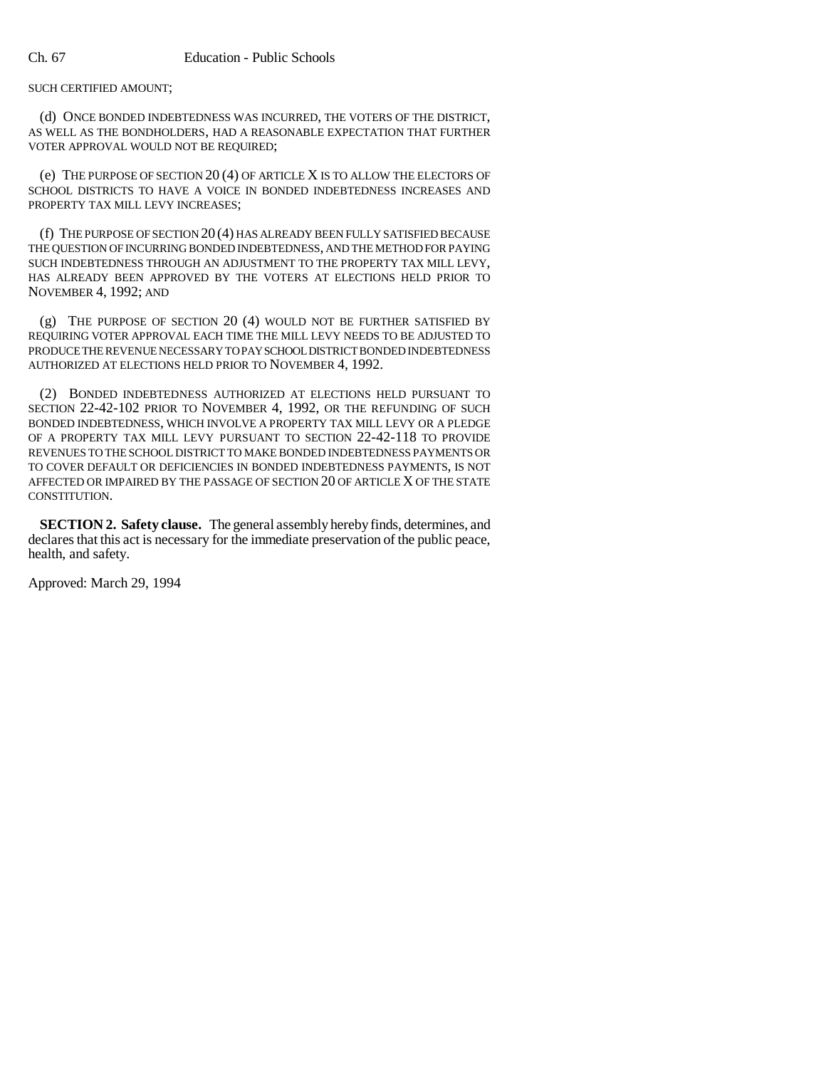SUCH CERTIFIED AMOUNT;

(d) ONCE BONDED INDEBTEDNESS WAS INCURRED, THE VOTERS OF THE DISTRICT, AS WELL AS THE BONDHOLDERS, HAD A REASONABLE EXPECTATION THAT FURTHER VOTER APPROVAL WOULD NOT BE REQUIRED;

(e) THE PURPOSE OF SECTION 20 (4) OF ARTICLE X IS TO ALLOW THE ELECTORS OF SCHOOL DISTRICTS TO HAVE A VOICE IN BONDED INDEBTEDNESS INCREASES AND PROPERTY TAX MILL LEVY INCREASES;

(f) THE PURPOSE OF SECTION 20 (4) HAS ALREADY BEEN FULLY SATISFIED BECAUSE THE QUESTION OF INCURRING BONDED INDEBTEDNESS, AND THE METHOD FOR PAYING SUCH INDEBTEDNESS THROUGH AN ADJUSTMENT TO THE PROPERTY TAX MILL LEVY, HAS ALREADY BEEN APPROVED BY THE VOTERS AT ELECTIONS HELD PRIOR TO NOVEMBER 4, 1992; AND

(g) THE PURPOSE OF SECTION 20 (4) WOULD NOT BE FURTHER SATISFIED BY REQUIRING VOTER APPROVAL EACH TIME THE MILL LEVY NEEDS TO BE ADJUSTED TO PRODUCE THE REVENUE NECESSARY TO PAY SCHOOL DISTRICT BONDED INDEBTEDNESS AUTHORIZED AT ELECTIONS HELD PRIOR TO NOVEMBER 4, 1992.

(2) BONDED INDEBTEDNESS AUTHORIZED AT ELECTIONS HELD PURSUANT TO SECTION 22-42-102 PRIOR TO NOVEMBER 4, 1992, OR THE REFUNDING OF SUCH BONDED INDEBTEDNESS, WHICH INVOLVE A PROPERTY TAX MILL LEVY OR A PLEDGE OF A PROPERTY TAX MILL LEVY PURSUANT TO SECTION 22-42-118 TO PROVIDE REVENUES TO THE SCHOOL DISTRICT TO MAKE BONDED INDEBTEDNESS PAYMENTS OR TO COVER DEFAULT OR DEFICIENCIES IN BONDED INDEBTEDNESS PAYMENTS, IS NOT AFFECTED OR IMPAIRED BY THE PASSAGE OF SECTION 20 OF ARTICLE X OF THE STATE CONSTITUTION.

**SECTION 2. Safety clause.** The general assembly hereby finds, determines, and declares that this act is necessary for the immediate preservation of the public peace, health, and safety.

Approved: March 29, 1994